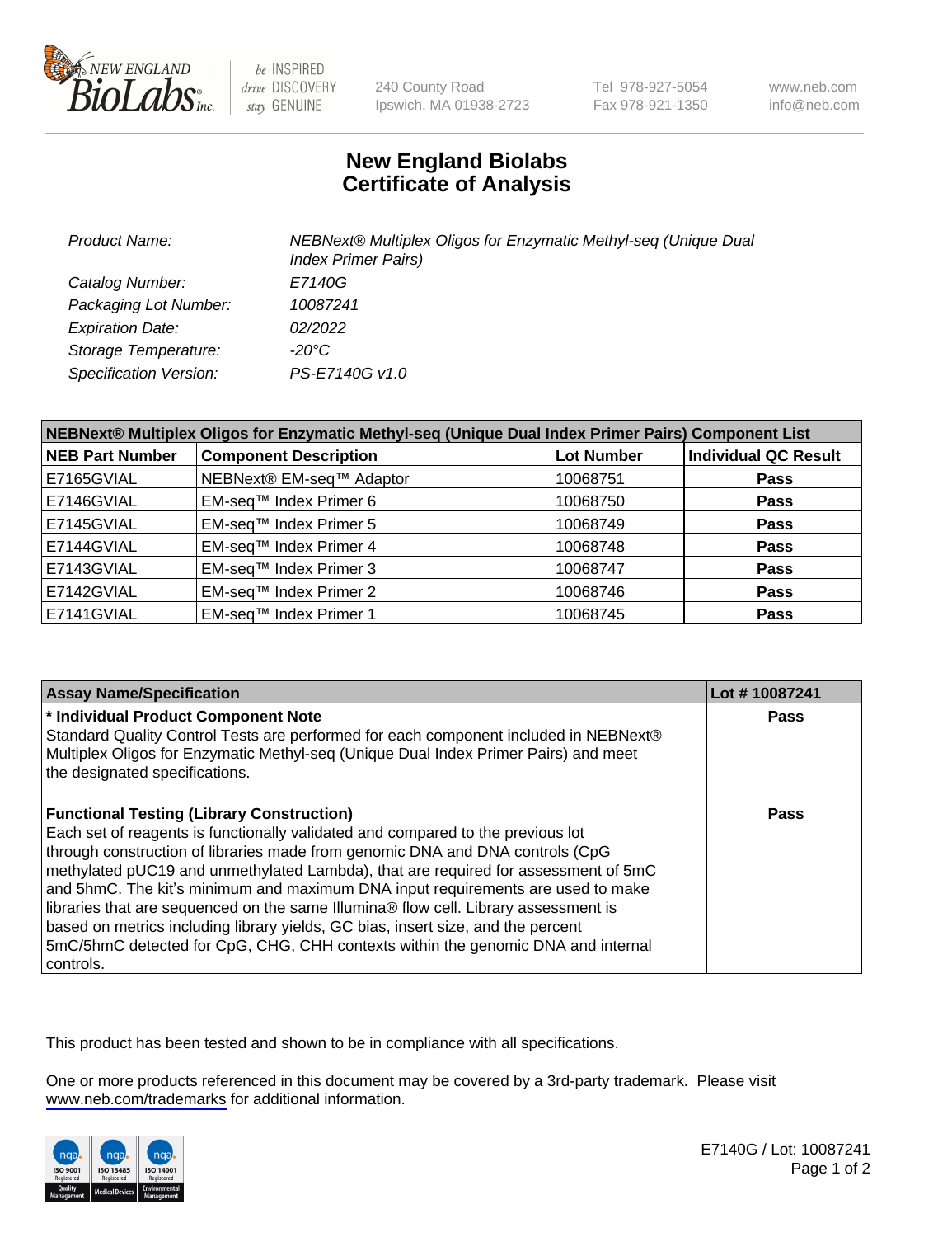# New England Biolabs Certificate of Analysis

| | |
|---|---|
| Product Name: | NEBNext® Multiplex Oligos for Enzymatic Methyl-seq (Unique Dual Index Primer Pairs) |
| Catalog Number: | E7140G |
| Packaging Lot Number: | 10087241 |
| Expiration Date: | 02/2022 |
| Storage Temperature: | -20°C |
| Specification Version: | PS-E7140G v1.0 |

| NEBNext® Multiplex Oligos for Enzymatic Methyl-seq (Unique Dual Index Primer Pairs) Component List | | | |
|---|---|---|---|
| **NEB Part Number** | **Component Description** | **Lot Number** | **Individual QC Result** |
| E7165GVIAL | NEBNext® EM-seq™ Adaptor | 10068751 | **Pass** |
| E7146GVIAL | EM-seq™ Index Primer 6 | 10068750 | **Pass** |
| E7145GVIAL | EM-seq™ Index Primer 5 | 10068749 | **Pass** |
| E7144GVIAL | EM-seq™ Index Primer 4 | 10068748 | **Pass** |
| E7143GVIAL | EM-seq™ Index Primer 3 | 10068747 | **Pass** |
| E7142GVIAL | EM-seq™ Index Primer 2 | 10068746 | **Pass** |
| E7141GVIAL | EM-seq™ Index Primer 1 | 10068745 | **Pass** |

| Assay Name/Specification | Lot # 10087241 |
|---|---|
| **\* Individual Product Component Note**<br>Standard Quality Control Tests are performed for each component included in NEBNext® Multiplex Oligos for Enzymatic Methyl-seq (Unique Dual Index Primer Pairs) and meet the designated specifications. | **Pass** |
| **Functional Testing (Library Construction)**<br>Each set of reagents is functionally validated and compared to the previous lot through construction of libraries made from genomic DNA and DNA controls (CpG methylated pUC19 and unmethylated Lambda), that are required for assessment of 5mC and 5hmC. The kit's minimum and maximum DNA input requirements are used to make libraries that are sequenced on the same Illumina® flow cell. Library assessment is based on metrics including library yields, GC bias, insert size, and the percent 5mC/5hmC detected for CpG, CHG, CHH contexts within the genomic DNA and internal controls. | **Pass** |

This product has been tested and shown to be in compliance with all specifications.

One or more products referenced in this document may be covered by a 3rd-party trademark. Please visit www.neb.com/trademarks for additional information.

E7140G / Lot: 10087241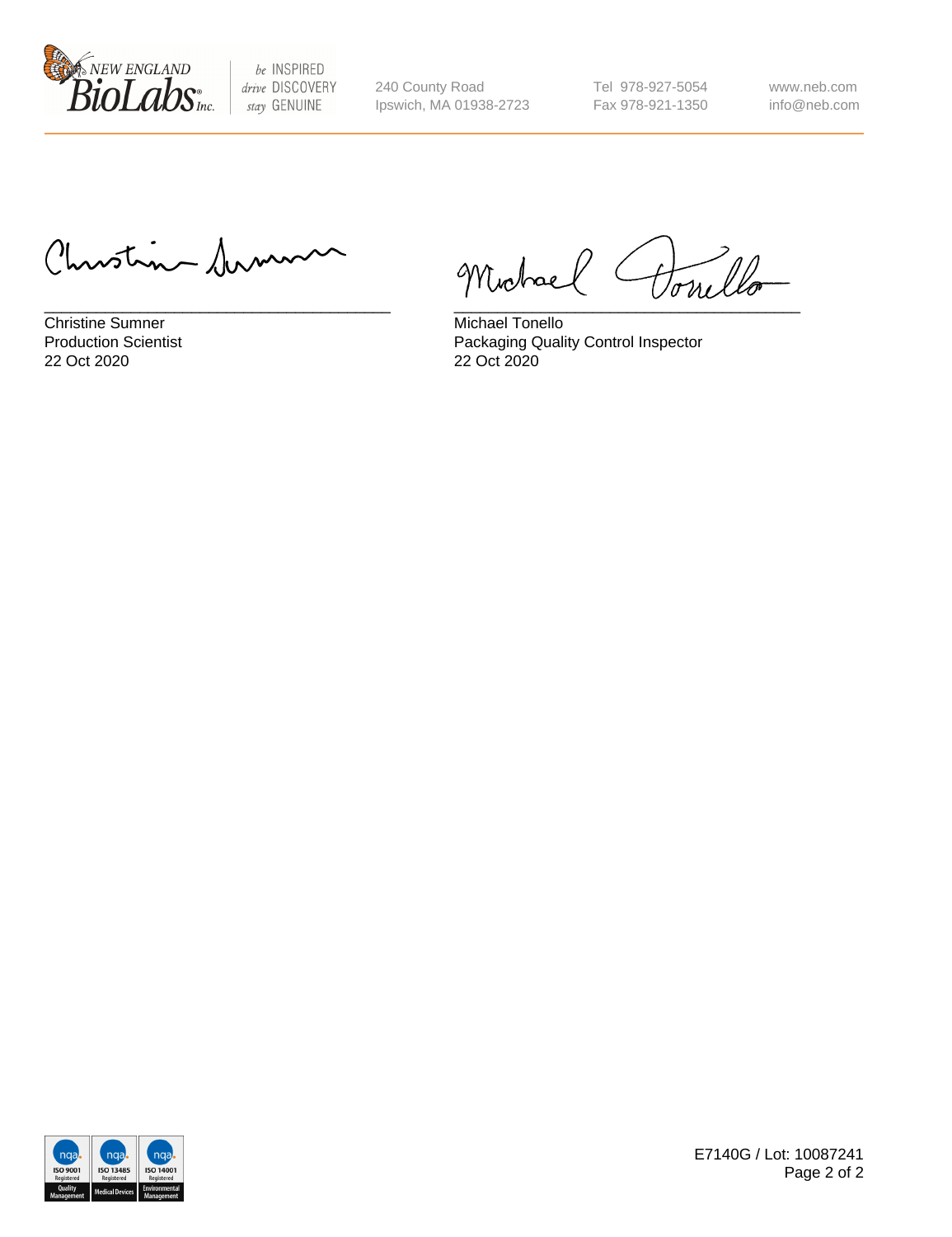Christine Sumner
Production Scientist
22 Oct 2020

Michael Tonello
Packaging Quality Control Inspector
22 Oct 2020

E7140G / Lot: 10087241